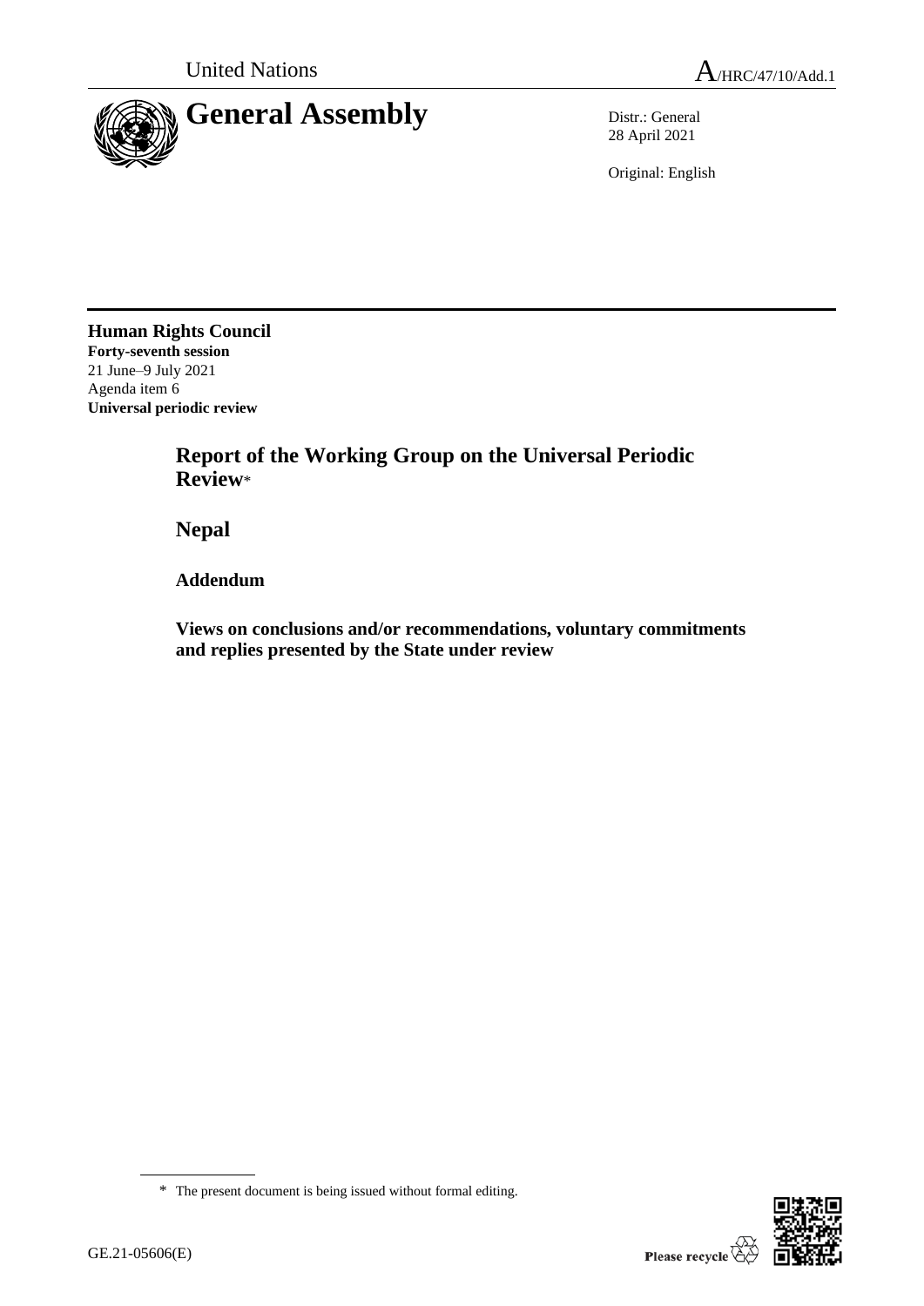United Nations

A/HRC/47/10/Add.1

# General Assembly

Distr.: General
28 April 2021

Original: English

**Human Rights Council**
**Forty-seventh session**
21 June–9 July 2021
Agenda item 6
**Universal periodic review**

## Report of the Working Group on the Universal Periodic Review*

## Nepal

### Addendum

### Views on conclusions and/or recommendations, voluntary commitments and replies presented by the State under review

---

* The present document is being issued without formal editing.

GE.21-05606(E)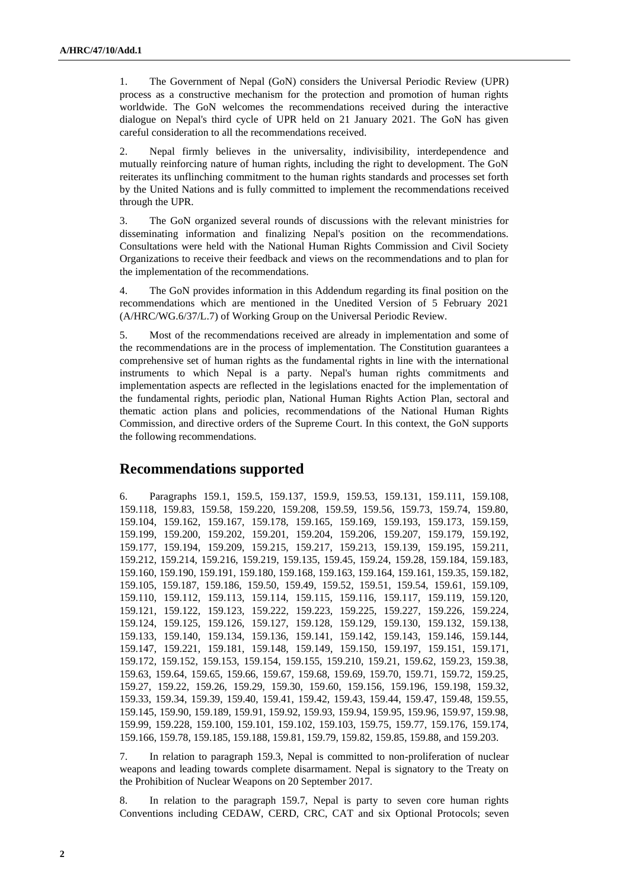1. The Government of Nepal (GoN) considers the Universal Periodic Review (UPR) process as a constructive mechanism for the protection and promotion of human rights worldwide. The GoN welcomes the recommendations received during the interactive dialogue on Nepal's third cycle of UPR held on 21 January 2021. The GoN has given careful consideration to all the recommendations received.

2. Nepal firmly believes in the universality, indivisibility, interdependence and mutually reinforcing nature of human rights, including the right to development. The GoN reiterates its unflinching commitment to the human rights standards and processes set forth by the United Nations and is fully committed to implement the recommendations received through the UPR.

3. The GoN organized several rounds of discussions with the relevant ministries for disseminating information and finalizing Nepal's position on the recommendations. Consultations were held with the National Human Rights Commission and Civil Society Organizations to receive their feedback and views on the recommendations and to plan for the implementation of the recommendations.

4. The GoN provides information in this Addendum regarding its final position on the recommendations which are mentioned in the Unedited Version of 5 February 2021 (A/HRC/WG.6/37/L.7) of Working Group on the Universal Periodic Review.

5. Most of the recommendations received are already in implementation and some of the recommendations are in the process of implementation. The Constitution guarantees a comprehensive set of human rights as the fundamental rights in line with the international instruments to which Nepal is a party. Nepal's human rights commitments and implementation aspects are reflected in the legislations enacted for the implementation of the fundamental rights, periodic plan, National Human Rights Action Plan, sectoral and thematic action plans and policies, recommendations of the National Human Rights Commission, and directive orders of the Supreme Court. In this context, the GoN supports the following recommendations.

## Recommendations supported

6. Paragraphs 159.1, 159.5, 159.137, 159.9, 159.53, 159.131, 159.111, 159.108, 159.118, 159.83, 159.58, 159.220, 159.208, 159.59, 159.56, 159.73, 159.74, 159.80, 159.104, 159.162, 159.167, 159.178, 159.165, 159.169, 159.193, 159.173, 159.159, 159.199, 159.200, 159.202, 159.201, 159.204, 159.206, 159.207, 159.179, 159.192, 159.177, 159.194, 159.209, 159.215, 159.217, 159.213, 159.139, 159.195, 159.211, 159.212, 159.214, 159.216, 159.219, 159.135, 159.45, 159.24, 159.28, 159.184, 159.183, 159.160, 159.190, 159.191, 159.180, 159.168, 159.163, 159.164, 159.161, 159.35, 159.182, 159.105, 159.187, 159.186, 159.50, 159.49, 159.52, 159.51, 159.54, 159.61, 159.109, 159.110, 159.112, 159.113, 159.114, 159.115, 159.116, 159.117, 159.119, 159.120, 159.121, 159.122, 159.123, 159.222, 159.223, 159.225, 159.227, 159.226, 159.224, 159.124, 159.125, 159.126, 159.127, 159.128, 159.129, 159.130, 159.132, 159.138, 159.133, 159.140, 159.134, 159.136, 159.141, 159.142, 159.143, 159.146, 159.144, 159.147, 159.221, 159.181, 159.148, 159.149, 159.150, 159.197, 159.151, 159.171, 159.172, 159.152, 159.153, 159.154, 159.155, 159.210, 159.21, 159.62, 159.23, 159.38, 159.63, 159.64, 159.65, 159.66, 159.67, 159.68, 159.69, 159.70, 159.71, 159.72, 159.25, 159.27, 159.22, 159.26, 159.29, 159.30, 159.60, 159.156, 159.196, 159.198, 159.32, 159.33, 159.34, 159.39, 159.40, 159.41, 159.42, 159.43, 159.44, 159.47, 159.48, 159.55, 159.145, 159.90, 159.189, 159.91, 159.92, 159.93, 159.94, 159.95, 159.96, 159.97, 159.98, 159.99, 159.228, 159.100, 159.101, 159.102, 159.103, 159.75, 159.77, 159.176, 159.174, 159.166, 159.78, 159.185, 159.188, 159.81, 159.79, 159.82, 159.85, 159.88, and 159.203.

7. In relation to paragraph 159.3, Nepal is committed to non-proliferation of nuclear weapons and leading towards complete disarmament. Nepal is signatory to the Treaty on the Prohibition of Nuclear Weapons on 20 September 2017.

8. In relation to the paragraph 159.7, Nepal is party to seven core human rights Conventions including CEDAW, CERD, CRC, CAT and six Optional Protocols; seven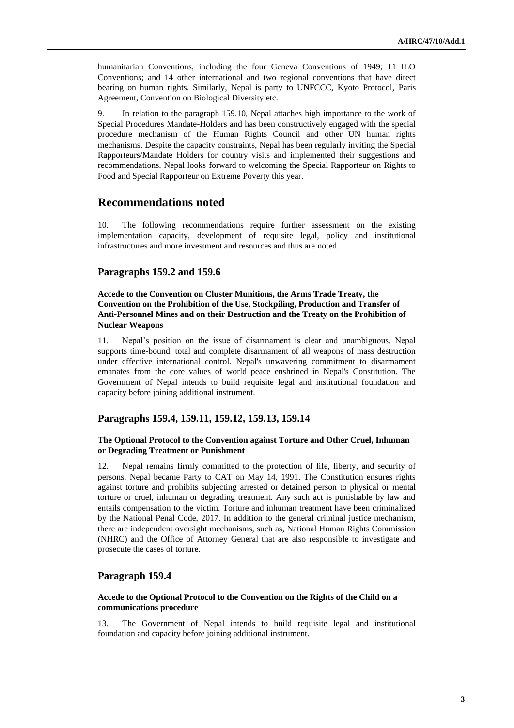humanitarian Conventions, including the four Geneva Conventions of 1949; 11 ILO Conventions; and 14 other international and two regional conventions that have direct bearing on human rights. Similarly, Nepal is party to UNFCCC, Kyoto Protocol, Paris Agreement, Convention on Biological Diversity etc.

9. In relation to the paragraph 159.10, Nepal attaches high importance to the work of Special Procedures Mandate-Holders and has been constructively engaged with the special procedure mechanism of the Human Rights Council and other UN human rights mechanisms. Despite the capacity constraints, Nepal has been regularly inviting the Special Rapporteurs/Mandate Holders for country visits and implemented their suggestions and recommendations. Nepal looks forward to welcoming the Special Rapporteur on Rights to Food and Special Rapporteur on Extreme Poverty this year.

## Recommendations noted

10. The following recommendations require further assessment on the existing implementation capacity, development of requisite legal, policy and institutional infrastructures and more investment and resources and thus are noted.

### Paragraphs 159.2 and 159.6

**Accede to the Convention on Cluster Munitions, the Arms Trade Treaty, the Convention on the Prohibition of the Use, Stockpiling, Production and Transfer of Anti-Personnel Mines and on their Destruction and the Treaty on the Prohibition of Nuclear Weapons**

11. Nepal's position on the issue of disarmament is clear and unambiguous. Nepal supports time-bound, total and complete disarmament of all weapons of mass destruction under effective international control. Nepal's unwavering commitment to disarmament emanates from the core values of world peace enshrined in Nepal's Constitution. The Government of Nepal intends to build requisite legal and institutional foundation and capacity before joining additional instrument.

### Paragraphs 159.4, 159.11, 159.12, 159.13, 159.14

**The Optional Protocol to the Convention against Torture and Other Cruel, Inhuman or Degrading Treatment or Punishment**

12. Nepal remains firmly committed to the protection of life, liberty, and security of persons. Nepal became Party to CAT on May 14, 1991. The Constitution ensures rights against torture and prohibits subjecting arrested or detained person to physical or mental torture or cruel, inhuman or degrading treatment. Any such act is punishable by law and entails compensation to the victim. Torture and inhuman treatment have been criminalized by the National Penal Code, 2017. In addition to the general criminal justice mechanism, there are independent oversight mechanisms, such as, National Human Rights Commission (NHRC) and the Office of Attorney General that are also responsible to investigate and prosecute the cases of torture.

### Paragraph 159.4

**Accede to the Optional Protocol to the Convention on the Rights of the Child on a communications procedure**

13. The Government of Nepal intends to build requisite legal and institutional foundation and capacity before joining additional instrument.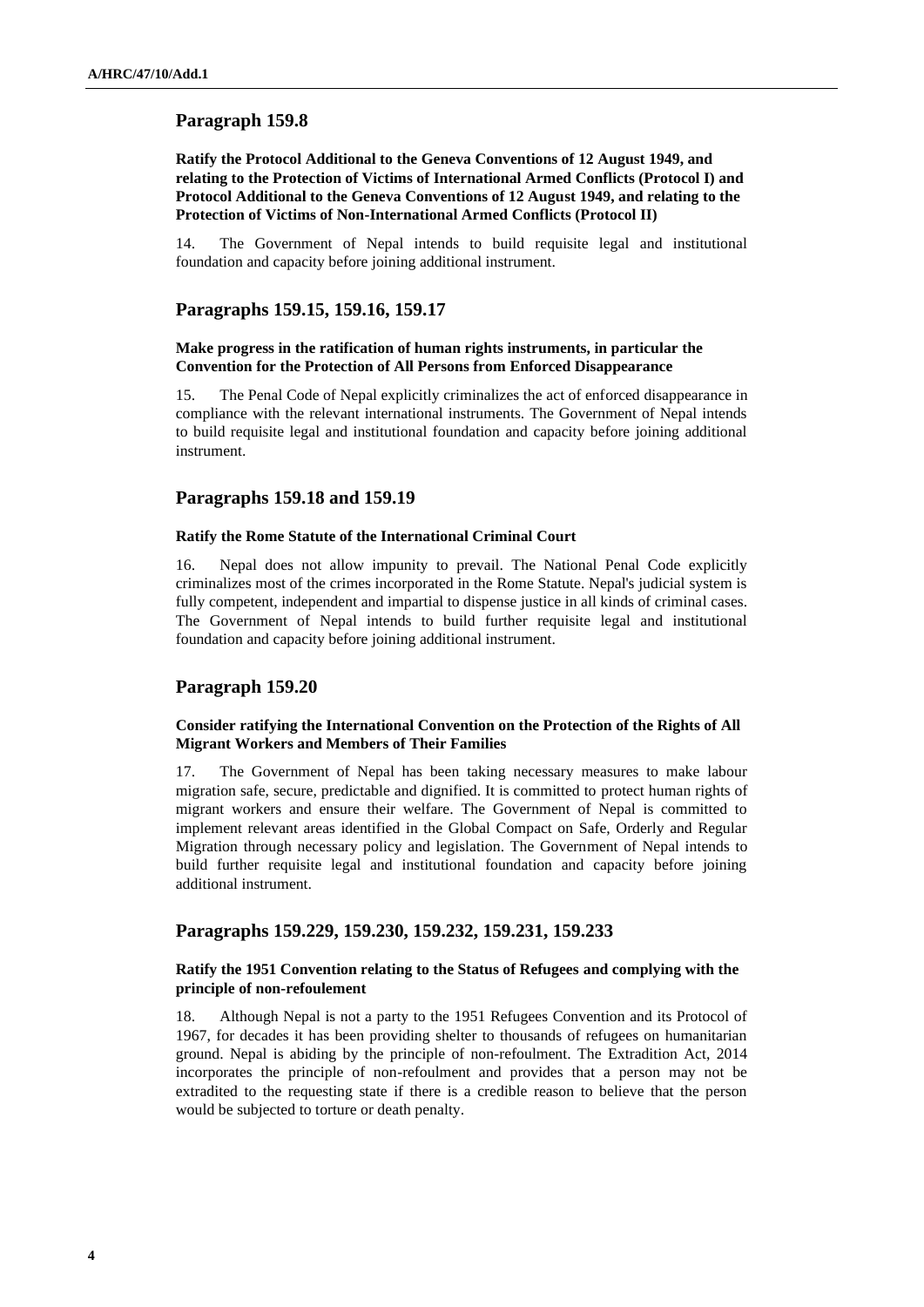## Paragraph 159.8

**Ratify the Protocol Additional to the Geneva Conventions of 12 August 1949, and relating to the Protection of Victims of International Armed Conflicts (Protocol I) and Protocol Additional to the Geneva Conventions of 12 August 1949, and relating to the Protection of Victims of Non-International Armed Conflicts (Protocol II)**

14. The Government of Nepal intends to build requisite legal and institutional foundation and capacity before joining additional instrument.

## Paragraphs 159.15, 159.16, 159.17

**Make progress in the ratification of human rights instruments, in particular the Convention for the Protection of All Persons from Enforced Disappearance**

15. The Penal Code of Nepal explicitly criminalizes the act of enforced disappearance in compliance with the relevant international instruments. The Government of Nepal intends to build requisite legal and institutional foundation and capacity before joining additional instrument.

## Paragraphs 159.18 and 159.19

**Ratify the Rome Statute of the International Criminal Court**

16. Nepal does not allow impunity to prevail. The National Penal Code explicitly criminalizes most of the crimes incorporated in the Rome Statute. Nepal's judicial system is fully competent, independent and impartial to dispense justice in all kinds of criminal cases. The Government of Nepal intends to build further requisite legal and institutional foundation and capacity before joining additional instrument.

## Paragraph 159.20

**Consider ratifying the International Convention on the Protection of the Rights of All Migrant Workers and Members of Their Families**

17. The Government of Nepal has been taking necessary measures to make labour migration safe, secure, predictable and dignified. It is committed to protect human rights of migrant workers and ensure their welfare. The Government of Nepal is committed to implement relevant areas identified in the Global Compact on Safe, Orderly and Regular Migration through necessary policy and legislation. The Government of Nepal intends to build further requisite legal and institutional foundation and capacity before joining additional instrument.

## Paragraphs 159.229, 159.230, 159.232, 159.231, 159.233

**Ratify the 1951 Convention relating to the Status of Refugees and complying with the principle of non-refoulement**

18. Although Nepal is not a party to the 1951 Refugees Convention and its Protocol of 1967, for decades it has been providing shelter to thousands of refugees on humanitarian ground. Nepal is abiding by the principle of non-refoulment. The Extradition Act, 2014 incorporates the principle of non-refoulment and provides that a person may not be extradited to the requesting state if there is a credible reason to believe that the person would be subjected to torture or death penalty.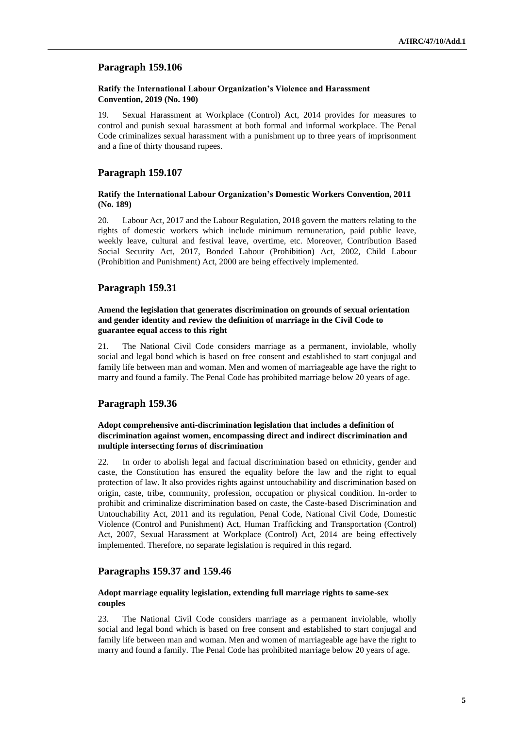## Paragraph 159.106

**Ratify the International Labour Organization's Violence and Harassment Convention, 2019 (No. 190)**

19. Sexual Harassment at Workplace (Control) Act, 2014 provides for measures to control and punish sexual harassment at both formal and informal workplace. The Penal Code criminalizes sexual harassment with a punishment up to three years of imprisonment and a fine of thirty thousand rupees.

## Paragraph 159.107

**Ratify the International Labour Organization's Domestic Workers Convention, 2011 (No. 189)**

20. Labour Act, 2017 and the Labour Regulation, 2018 govern the matters relating to the rights of domestic workers which include minimum remuneration, paid public leave, weekly leave, cultural and festival leave, overtime, etc. Moreover, Contribution Based Social Security Act, 2017, Bonded Labour (Prohibition) Act, 2002, Child Labour (Prohibition and Punishment) Act, 2000 are being effectively implemented.

## Paragraph 159.31

**Amend the legislation that generates discrimination on grounds of sexual orientation and gender identity and review the definition of marriage in the Civil Code to guarantee equal access to this right**

21. The National Civil Code considers marriage as a permanent, inviolable, wholly social and legal bond which is based on free consent and established to start conjugal and family life between man and woman. Men and women of marriageable age have the right to marry and found a family. The Penal Code has prohibited marriage below 20 years of age.

## Paragraph 159.36

**Adopt comprehensive anti-discrimination legislation that includes a definition of discrimination against women, encompassing direct and indirect discrimination and multiple intersecting forms of discrimination**

22. In order to abolish legal and factual discrimination based on ethnicity, gender and caste, the Constitution has ensured the equality before the law and the right to equal protection of law. It also provides rights against untouchability and discrimination based on origin, caste, tribe, community, profession, occupation or physical condition. In-order to prohibit and criminalize discrimination based on caste, the Caste-based Discrimination and Untouchability Act, 2011 and its regulation, Penal Code, National Civil Code, Domestic Violence (Control and Punishment) Act, Human Trafficking and Transportation (Control) Act, 2007, Sexual Harassment at Workplace (Control) Act, 2014 are being effectively implemented. Therefore, no separate legislation is required in this regard.

## Paragraphs 159.37 and 159.46

**Adopt marriage equality legislation, extending full marriage rights to same-sex couples**

23. The National Civil Code considers marriage as a permanent inviolable, wholly social and legal bond which is based on free consent and established to start conjugal and family life between man and woman. Men and women of marriageable age have the right to marry and found a family. The Penal Code has prohibited marriage below 20 years of age.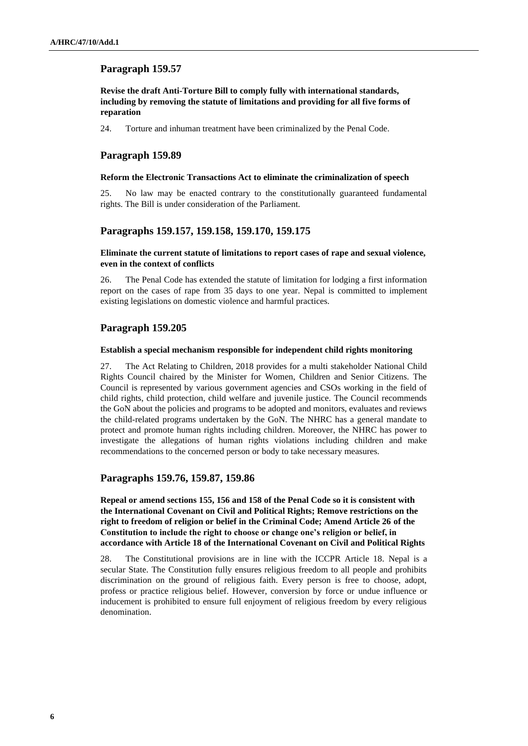## Paragraph 159.57

**Revise the draft Anti-Torture Bill to comply fully with international standards, including by removing the statute of limitations and providing for all five forms of reparation**

24. Torture and inhuman treatment have been criminalized by the Penal Code.

## Paragraph 159.89

**Reform the Electronic Transactions Act to eliminate the criminalization of speech**

25. No law may be enacted contrary to the constitutionally guaranteed fundamental rights. The Bill is under consideration of the Parliament.

## Paragraphs 159.157, 159.158, 159.170, 159.175

**Eliminate the current statute of limitations to report cases of rape and sexual violence, even in the context of conflicts**

26. The Penal Code has extended the statute of limitation for lodging a first information report on the cases of rape from 35 days to one year. Nepal is committed to implement existing legislations on domestic violence and harmful practices.

## Paragraph 159.205

**Establish a special mechanism responsible for independent child rights monitoring**

27. The Act Relating to Children, 2018 provides for a multi stakeholder National Child Rights Council chaired by the Minister for Women, Children and Senior Citizens. The Council is represented by various government agencies and CSOs working in the field of child rights, child protection, child welfare and juvenile justice. The Council recommends the GoN about the policies and programs to be adopted and monitors, evaluates and reviews the child-related programs undertaken by the GoN. The NHRC has a general mandate to protect and promote human rights including children. Moreover, the NHRC has power to investigate the allegations of human rights violations including children and make recommendations to the concerned person or body to take necessary measures.

## Paragraphs 159.76, 159.87, 159.86

**Repeal or amend sections 155, 156 and 158 of the Penal Code so it is consistent with the International Covenant on Civil and Political Rights; Remove restrictions on the right to freedom of religion or belief in the Criminal Code; Amend Article 26 of the Constitution to include the right to choose or change one's religion or belief, in accordance with Article 18 of the International Covenant on Civil and Political Rights**

28. The Constitutional provisions are in line with the ICCPR Article 18. Nepal is a secular State. The Constitution fully ensures religious freedom to all people and prohibits discrimination on the ground of religious faith. Every person is free to choose, adopt, profess or practice religious belief. However, conversion by force or undue influence or inducement is prohibited to ensure full enjoyment of religious freedom by every religious denomination.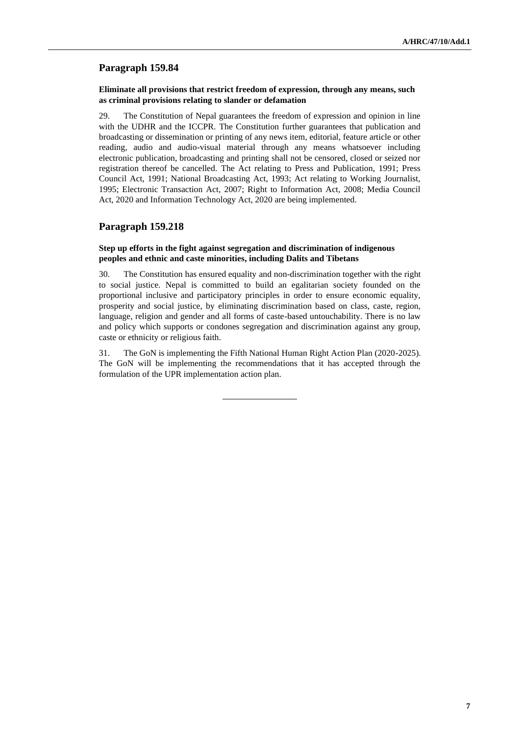## Paragraph 159.84

**Eliminate all provisions that restrict freedom of expression, through any means, such as criminal provisions relating to slander or defamation**

29. The Constitution of Nepal guarantees the freedom of expression and opinion in line with the UDHR and the ICCPR. The Constitution further guarantees that publication and broadcasting or dissemination or printing of any news item, editorial, feature article or other reading, audio and audio-visual material through any means whatsoever including electronic publication, broadcasting and printing shall not be censored, closed or seized nor registration thereof be cancelled. The Act relating to Press and Publication, 1991; Press Council Act, 1991; National Broadcasting Act, 1993; Act relating to Working Journalist, 1995; Electronic Transaction Act, 2007; Right to Information Act, 2008; Media Council Act, 2020 and Information Technology Act, 2020 are being implemented.

## Paragraph 159.218

**Step up efforts in the fight against segregation and discrimination of indigenous peoples and ethnic and caste minorities, including Dalits and Tibetans**

30. The Constitution has ensured equality and non-discrimination together with the right to social justice. Nepal is committed to build an egalitarian society founded on the proportional inclusive and participatory principles in order to ensure economic equality, prosperity and social justice, by eliminating discrimination based on class, caste, region, language, religion and gender and all forms of caste-based untouchability. There is no law and policy which supports or condones segregation and discrimination against any group, caste or ethnicity or religious faith.

31. The GoN is implementing the Fifth National Human Right Action Plan (2020-2025). The GoN will be implementing the recommendations that it has accepted through the formulation of the UPR implementation action plan.